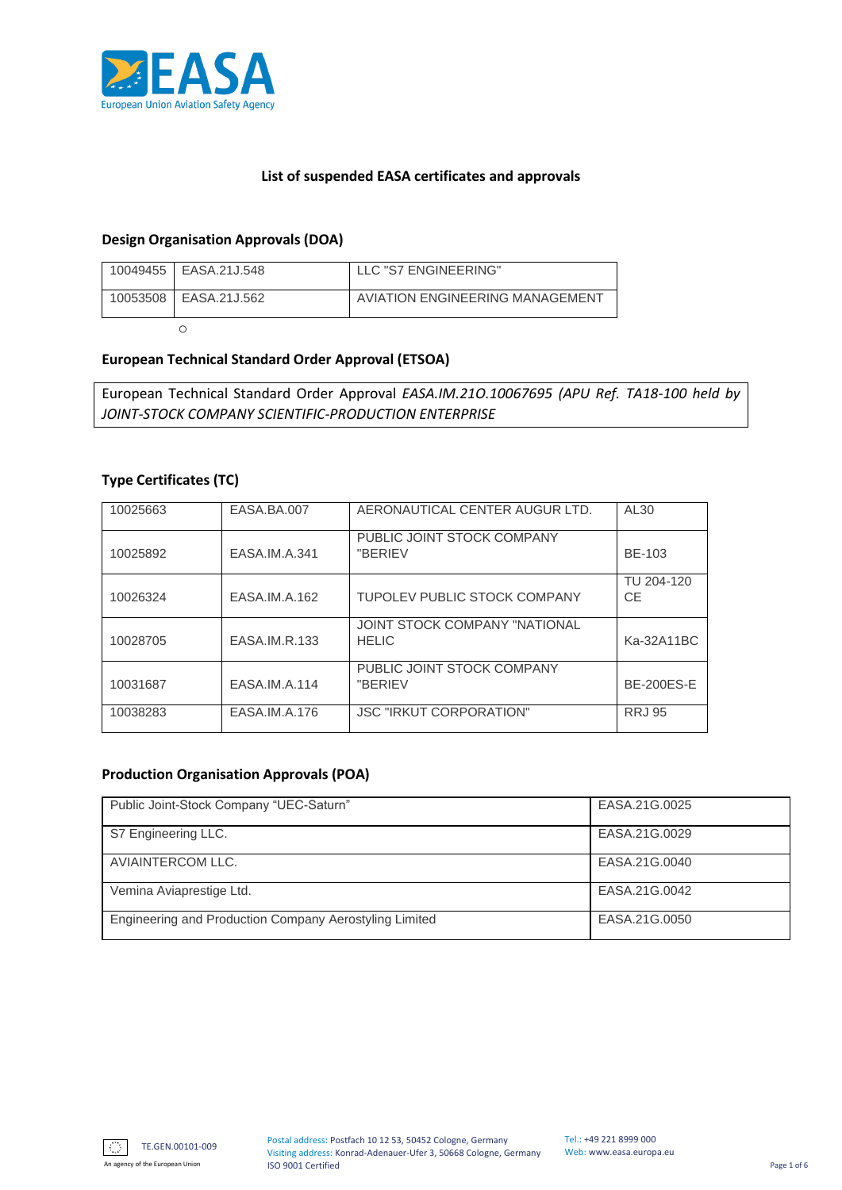# List of suspended EASA certificates and approvals

## Design Organisation Approvals (DOA)

| | | |
|---|---|---|
| 10049455 | EASA.21J.548 | LLC "S7 ENGINEERING" |
| 10053508 | EASA.21J.562 | AVIATION ENGINEERING MANAGEMENT |

o

## European Technical Standard Order Approval (ETSOA)

European Technical Standard Order Approval *EASA.IM.21O.10067695 (APU Ref. TA18-100 held by JOINT-STOCK COMPANY SCIENTIFIC-PRODUCTION ENTERPRISE*

## Type Certificates (TC)

| | | | |
|---|---|---|---|
| 10025663 | EASA.BA.007 | AERONAUTICAL CENTER AUGUR LTD. | AL30 |
| 10025892 | EASA.IM.A.341 | PUBLIC JOINT STOCK COMPANY "BERIEV | BE-103 |
| 10026324 | EASA.IM.A.162 | TUPOLEV PUBLIC STOCK COMPANY | TU 204-120 CE |
| 10028705 | EASA.IM.R.133 | JOINT STOCK COMPANY "NATIONAL HELIC | Ka-32A11BC |
| 10031687 | EASA.IM.A.114 | PUBLIC JOINT STOCK COMPANY "BERIEV | BE-200ES-E |
| 10038283 | EASA.IM.A.176 | JSC "IRKUT CORPORATION" | RRJ 95 |

## Production Organisation Approvals (POA)

| | |
|---|---|
| Public Joint-Stock Company “UEC-Saturn” | EASA.21G.0025 |
| S7 Engineering LLC. | EASA.21G.0029 |
| AVIAINTERCOM LLC. | EASA.21G.0040 |
| Vemina Aviaprestige Ltd. | EASA.21G.0042 |
| Engineering and Production Company Aerostyling Limited | EASA.21G.0050 |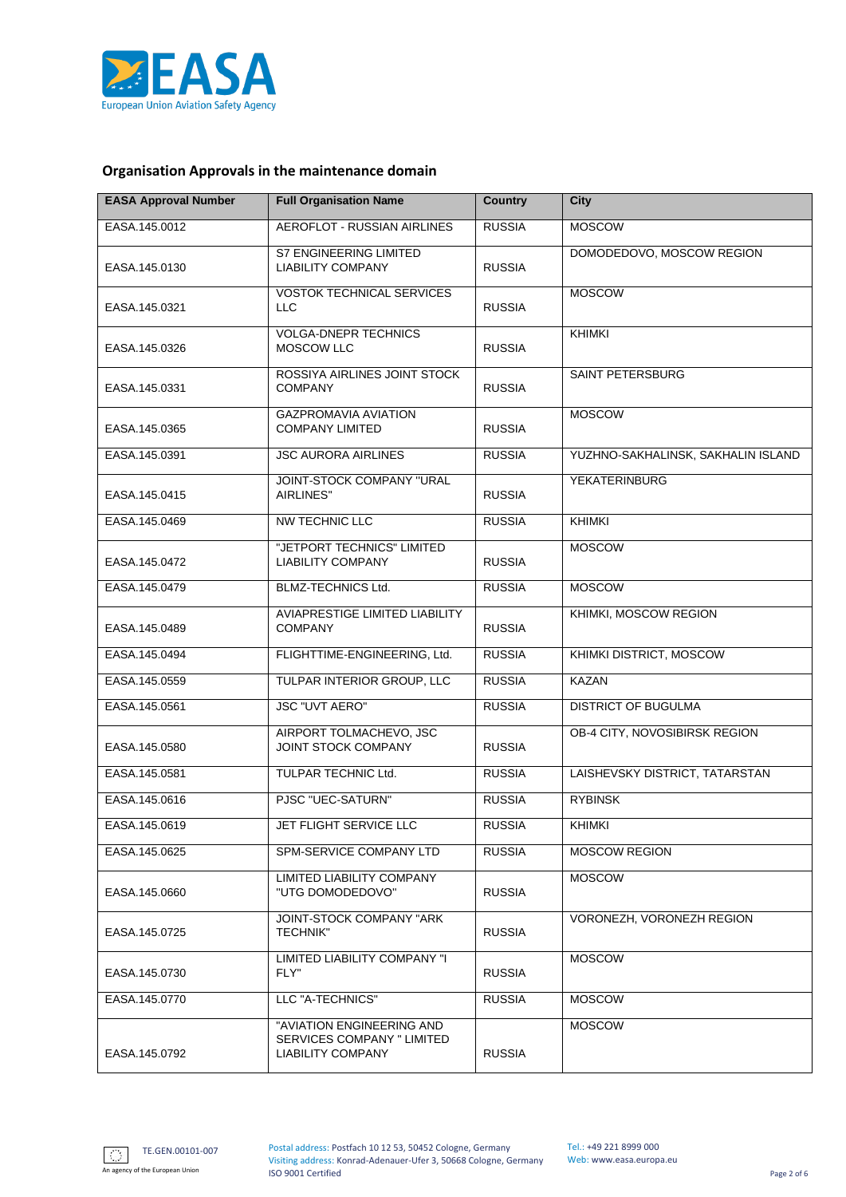## Organisation Approvals in the maintenance domain

| EASA Approval Number | Full Organisation Name | Country | City |
|---|---|---|---|
| EASA.145.0012 | AEROFLOT - RUSSIAN AIRLINES | RUSSIA | MOSCOW |
| EASA.145.0130 | S7 ENGINEERING LIMITED LIABILITY COMPANY | RUSSIA | DOMODEDOVO, MOSCOW REGION |
| EASA.145.0321 | VOSTOK TECHNICAL SERVICES LLC | RUSSIA | MOSCOW |
| EASA.145.0326 | VOLGA-DNEPR TECHNICS MOSCOW LLC | RUSSIA | KHIMKI |
| EASA.145.0331 | ROSSIYA AIRLINES JOINT STOCK COMPANY | RUSSIA | SAINT PETERSBURG |
| EASA.145.0365 | GAZPROMAVIA AVIATION COMPANY LIMITED | RUSSIA | MOSCOW |
| EASA.145.0391 | JSC AURORA AIRLINES | RUSSIA | YUZHNO-SAKHALINSK, SAKHALIN ISLAND |
| EASA.145.0415 | JOINT-STOCK COMPANY "URAL AIRLINES" | RUSSIA | YEKATERINBURG |
| EASA.145.0469 | NW TECHNIC LLC | RUSSIA | KHIMKI |
| EASA.145.0472 | "JETPORT TECHNICS" LIMITED LIABILITY COMPANY | RUSSIA | MOSCOW |
| EASA.145.0479 | BLMZ-TECHNICS Ltd. | RUSSIA | MOSCOW |
| EASA.145.0489 | AVIAPRESTIGE LIMITED LIABILITY COMPANY | RUSSIA | KHIMKI, MOSCOW REGION |
| EASA.145.0494 | FLIGHTTIME-ENGINEERING, Ltd. | RUSSIA | KHIMKI DISTRICT, MOSCOW |
| EASA.145.0559 | TULPAR INTERIOR GROUP, LLC | RUSSIA | KAZAN |
| EASA.145.0561 | JSC "UVT AERO" | RUSSIA | DISTRICT OF BUGULMA |
| EASA.145.0580 | AIRPORT TOLMACHEVO, JSC JOINT STOCK COMPANY | RUSSIA | OB-4 CITY, NOVOSIBIRSK REGION |
| EASA.145.0581 | TULPAR TECHNIC Ltd. | RUSSIA | LAISHEVSKY DISTRICT, TATARSTAN |
| EASA.145.0616 | PJSC "UEC-SATURN" | RUSSIA | RYBINSK |
| EASA.145.0619 | JET FLIGHT SERVICE LLC | RUSSIA | KHIMKI |
| EASA.145.0625 | SPM-SERVICE COMPANY LTD | RUSSIA | MOSCOW REGION |
| EASA.145.0660 | LIMITED LIABILITY COMPANY "UTG DOMODEDOVO" | RUSSIA | MOSCOW |
| EASA.145.0725 | JOINT-STOCK COMPANY "ARK TECHNIK" | RUSSIA | VORONEZH, VORONEZH REGION |
| EASA.145.0730 | LIMITED LIABILITY COMPANY "I FLY" | RUSSIA | MOSCOW |
| EASA.145.0770 | LLC "A-TECHNICS" | RUSSIA | MOSCOW |
| EASA.145.0792 | "AVIATION ENGINEERING AND SERVICES COMPANY " LIMITED LIABILITY COMPANY | RUSSIA | MOSCOW |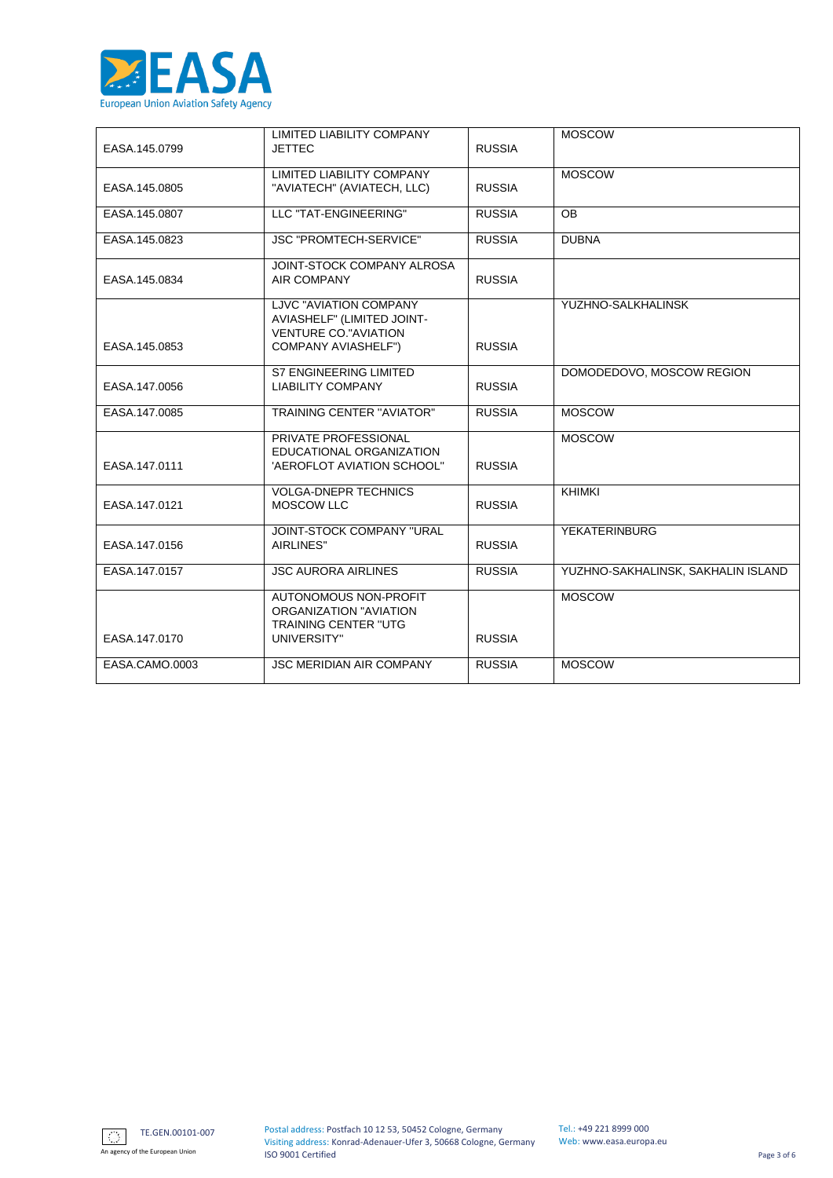| | | | |
|---|---|---|---|
| EASA.145.0799 | LIMITED LIABILITY COMPANY JETTEC | RUSSIA | MOSCOW |
| EASA.145.0805 | LIMITED LIABILITY COMPANY "AVIATECH" (AVIATECH, LLC) | RUSSIA | MOSCOW |
| EASA.145.0807 | LLC "TAT-ENGINEERING" | RUSSIA | OB |
| EASA.145.0823 | JSC "PROMTECH-SERVICE" | RUSSIA | DUBNA |
| EASA.145.0834 | JOINT-STOCK COMPANY ALROSA AIR COMPANY | RUSSIA | |
| EASA.145.0853 | LJVC "AVIATION COMPANY AVIASHELF" (LIMITED JOINT-VENTURE CO."AVIATION COMPANY AVIASHELF") | RUSSIA | YUZHNO-SALKHALINSK |
| EASA.147.0056 | S7 ENGINEERING LIMITED LIABILITY COMPANY | RUSSIA | DOMODEDOVO, MOSCOW REGION |
| EASA.147.0085 | TRAINING CENTER "AVIATOR" | RUSSIA | MOSCOW |
| EASA.147.0111 | PRIVATE PROFESSIONAL EDUCATIONAL ORGANIZATION 'AEROFLOT AVIATION SCHOOL" | RUSSIA | MOSCOW |
| EASA.147.0121 | VOLGA-DNEPR TECHNICS MOSCOW LLC | RUSSIA | KHIMKI |
| EASA.147.0156 | JOINT-STOCK COMPANY "URAL AIRLINES" | RUSSIA | YEKATERINBURG |
| EASA.147.0157 | JSC AURORA AIRLINES | RUSSIA | YUZHNO-SAKHALINSK, SAKHALIN ISLAND |
| EASA.147.0170 | AUTONOMOUS NON-PROFIT ORGANIZATION "AVIATION TRAINING CENTER "UTG UNIVERSITY" | RUSSIA | MOSCOW |
| EASA.CAMO.0003 | JSC MERIDIAN AIR COMPANY | RUSSIA | MOSCOW |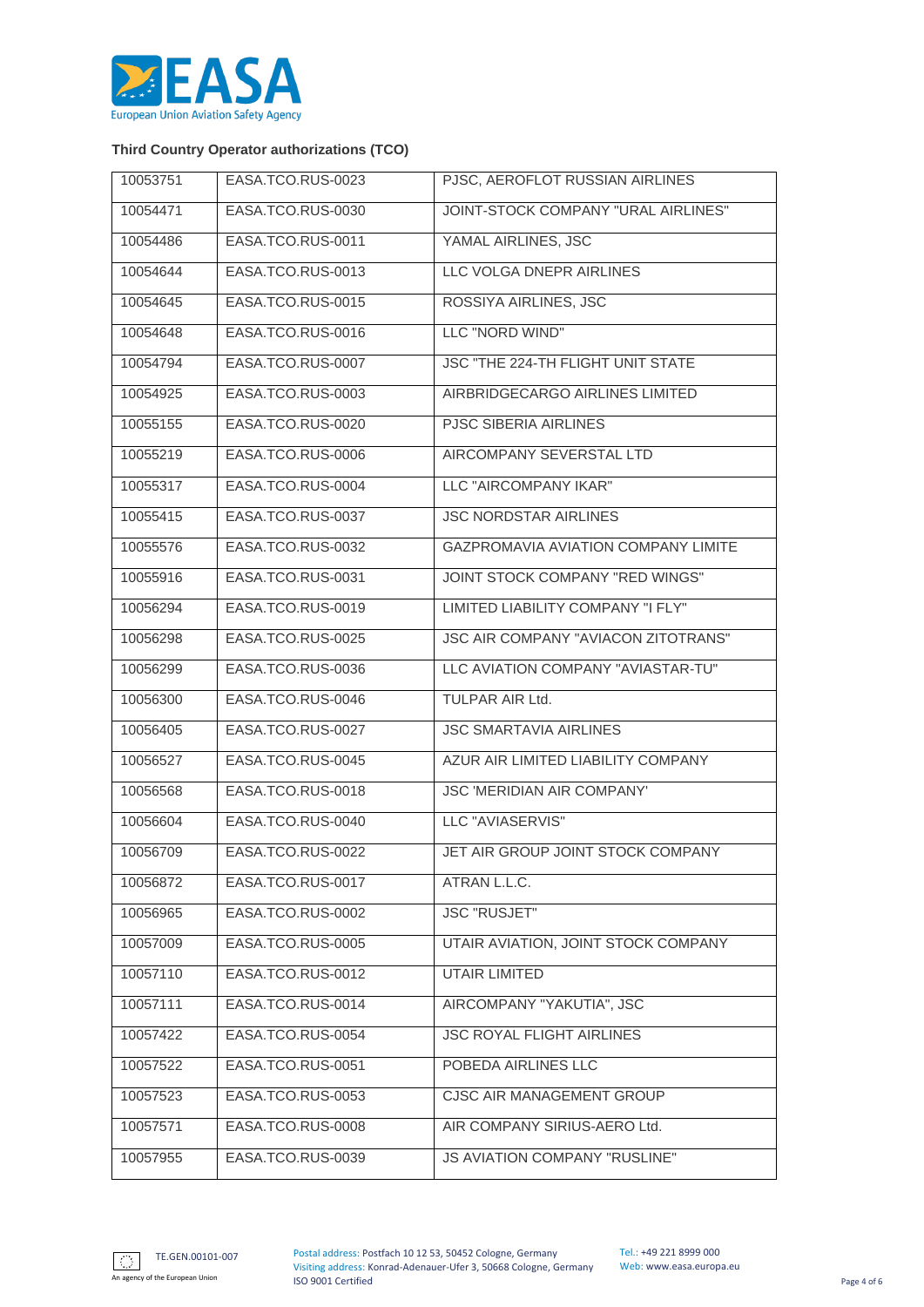**Third Country Operator authorizations (TCO)**

| | | |
|---|---|---|
| 10053751 | EASA.TCO.RUS-0023 | PJSC, AEROFLOT RUSSIAN AIRLINES |
| 10054471 | EASA.TCO.RUS-0030 | JOINT-STOCK COMPANY "URAL AIRLINES" |
| 10054486 | EASA.TCO.RUS-0011 | YAMAL AIRLINES, JSC |
| 10054644 | EASA.TCO.RUS-0013 | LLC VOLGA DNEPR AIRLINES |
| 10054645 | EASA.TCO.RUS-0015 | ROSSIYA AIRLINES, JSC |
| 10054648 | EASA.TCO.RUS-0016 | LLC "NORD WIND" |
| 10054794 | EASA.TCO.RUS-0007 | JSC "THE 224-TH FLIGHT UNIT STATE |
| 10054925 | EASA.TCO.RUS-0003 | AIRBRIDGECARGO AIRLINES LIMITED |
| 10055155 | EASA.TCO.RUS-0020 | PJSC SIBERIA AIRLINES |
| 10055219 | EASA.TCO.RUS-0006 | AIRCOMPANY SEVERSTAL LTD |
| 10055317 | EASA.TCO.RUS-0004 | LLC "AIRCOMPANY IKAR" |
| 10055415 | EASA.TCO.RUS-0037 | JSC NORDSTAR AIRLINES |
| 10055576 | EASA.TCO.RUS-0032 | GAZPROMAVIA AVIATION COMPANY LIMITE |
| 10055916 | EASA.TCO.RUS-0031 | JOINT STOCK COMPANY "RED WINGS" |
| 10056294 | EASA.TCO.RUS-0019 | LIMITED LIABILITY COMPANY "I FLY" |
| 10056298 | EASA.TCO.RUS-0025 | JSC AIR COMPANY "AVIACON ZITOTRANS" |
| 10056299 | EASA.TCO.RUS-0036 | LLC AVIATION COMPANY "AVIASTAR-TU" |
| 10056300 | EASA.TCO.RUS-0046 | TULPAR AIR Ltd. |
| 10056405 | EASA.TCO.RUS-0027 | JSC SMARTAVIA AIRLINES |
| 10056527 | EASA.TCO.RUS-0045 | AZUR AIR LIMITED LIABILITY COMPANY |
| 10056568 | EASA.TCO.RUS-0018 | JSC 'MERIDIAN AIR COMPANY' |
| 10056604 | EASA.TCO.RUS-0040 | LLC "AVIASERVIS" |
| 10056709 | EASA.TCO.RUS-0022 | JET AIR GROUP JOINT STOCK COMPANY |
| 10056872 | EASA.TCO.RUS-0017 | ATRAN L.L.C. |
| 10056965 | EASA.TCO.RUS-0002 | JSC "RUSJET" |
| 10057009 | EASA.TCO.RUS-0005 | UTAIR AVIATION, JOINT STOCK COMPANY |
| 10057110 | EASA.TCO.RUS-0012 | UTAIR LIMITED |
| 10057111 | EASA.TCO.RUS-0014 | AIRCOMPANY "YAKUTIA", JSC |
| 10057422 | EASA.TCO.RUS-0054 | JSC ROYAL FLIGHT AIRLINES |
| 10057522 | EASA.TCO.RUS-0051 | POBEDA AIRLINES LLC |
| 10057523 | EASA.TCO.RUS-0053 | CJSC AIR MANAGEMENT GROUP |
| 10057571 | EASA.TCO.RUS-0008 | AIR COMPANY SIRIUS-AERO Ltd. |
| 10057955 | EASA.TCO.RUS-0039 | JS AVIATION COMPANY "RUSLINE" |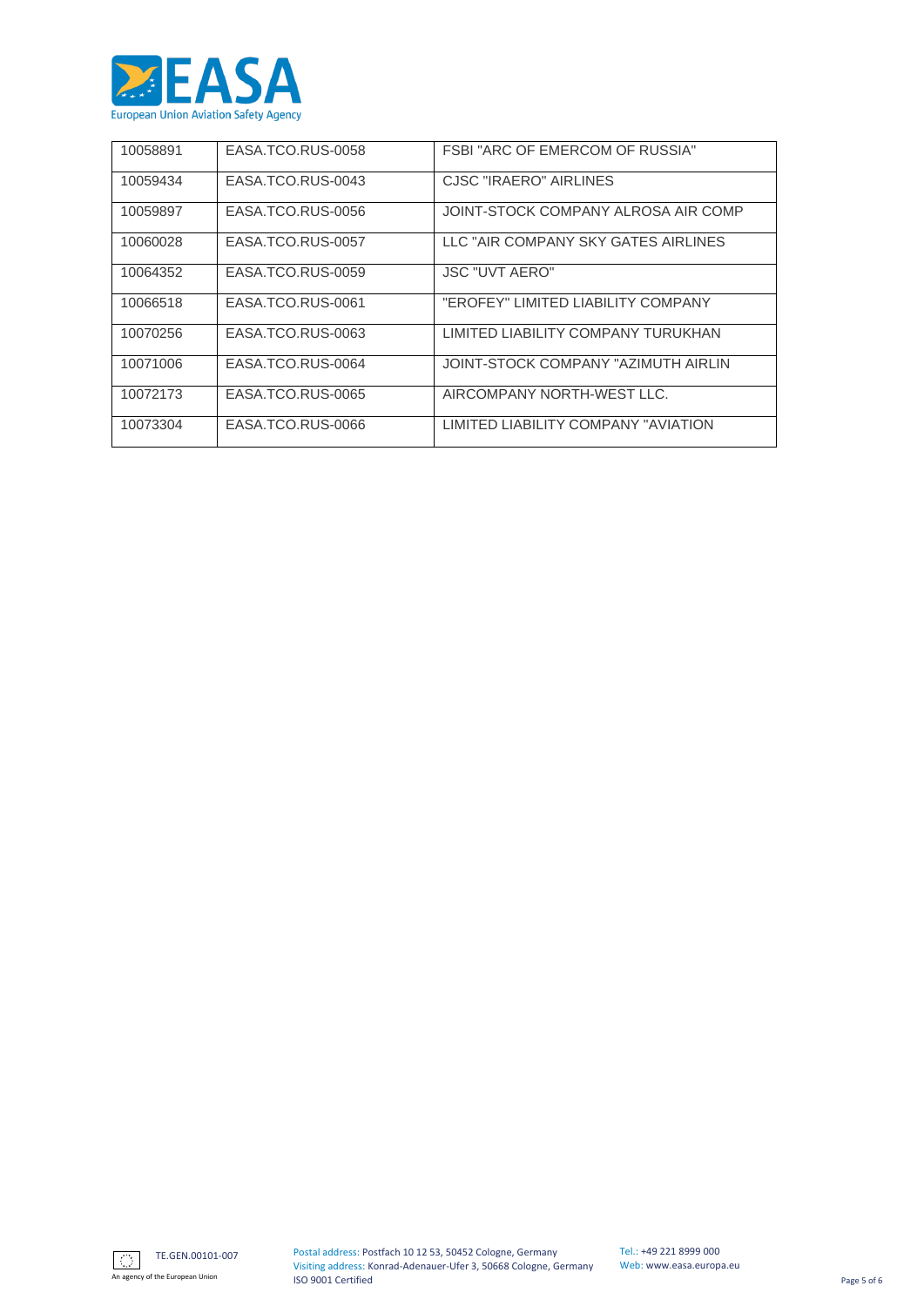| 10058891 | EASA.TCO.RUS-0058 | FSBI "ARC OF EMERCOM OF RUSSIA" |
|---|---|---|
| 10059434 | EASA.TCO.RUS-0043 | CJSC "IRAERO" AIRLINES |
| 10059897 | EASA.TCO.RUS-0056 | JOINT-STOCK COMPANY ALROSA AIR COMP |
| 10060028 | EASA.TCO.RUS-0057 | LLC "AIR COMPANY SKY GATES AIRLINES |
| 10064352 | EASA.TCO.RUS-0059 | JSC "UVT AERO" |
| 10066518 | EASA.TCO.RUS-0061 | "EROFEY" LIMITED LIABILITY COMPANY |
| 10070256 | EASA.TCO.RUS-0063 | LIMITED LIABILITY COMPANY TURUKHAN |
| 10071006 | EASA.TCO.RUS-0064 | JOINT-STOCK COMPANY "AZIMUTH AIRLIN |
| 10072173 | EASA.TCO.RUS-0065 | AIRCOMPANY NORTH-WEST LLC. |
| 10073304 | EASA.TCO.RUS-0066 | LIMITED LIABILITY COMPANY "AVIATION |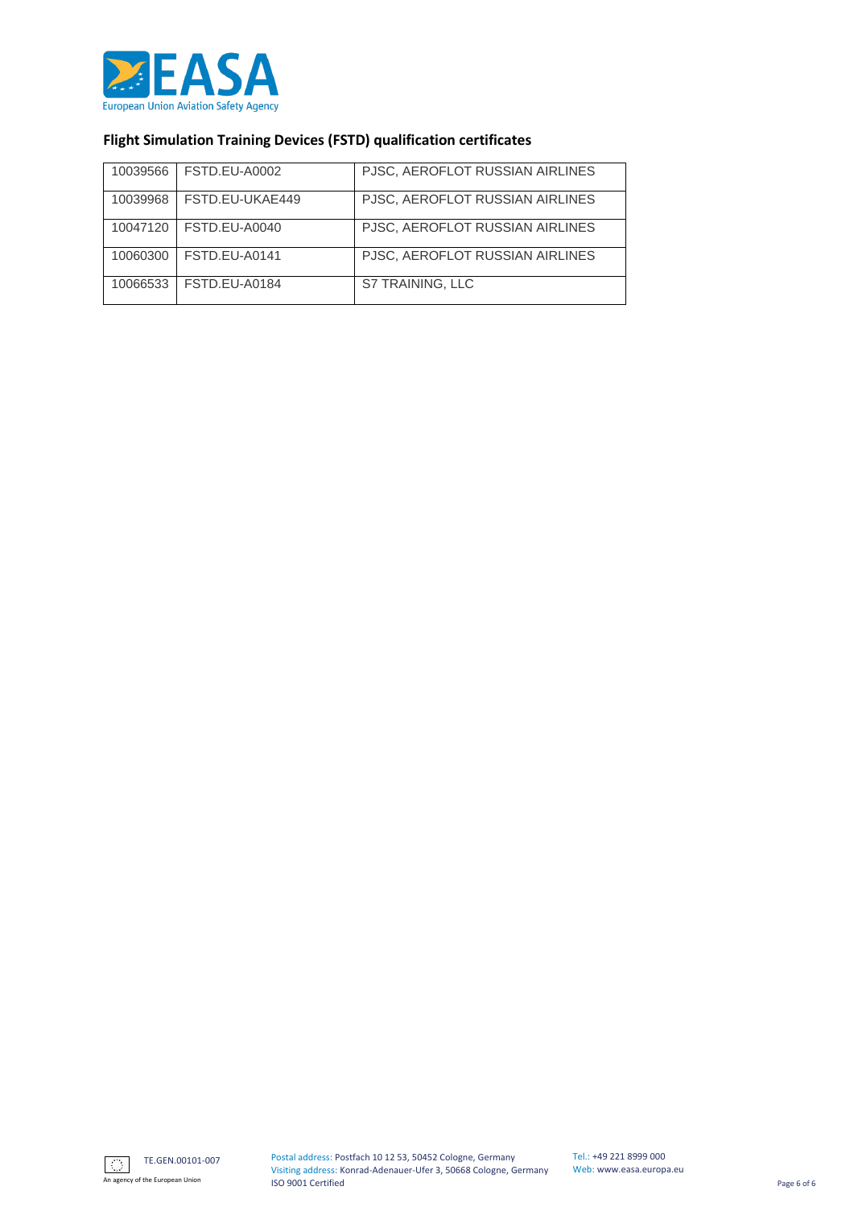## Flight Simulation Training Devices (FSTD) qualification certificates

| | | |
|---|---|---|
| 10039566 | FSTD.EU-A0002 | PJSC, AEROFLOT RUSSIAN AIRLINES |
| 10039968 | FSTD.EU-UKAE449 | PJSC, AEROFLOT RUSSIAN AIRLINES |
| 10047120 | FSTD.EU-A0040 | PJSC, AEROFLOT RUSSIAN AIRLINES |
| 10060300 | FSTD.EU-A0141 | PJSC, AEROFLOT RUSSIAN AIRLINES |
| 10066533 | FSTD.EU-A0184 | S7 TRAINING, LLC |